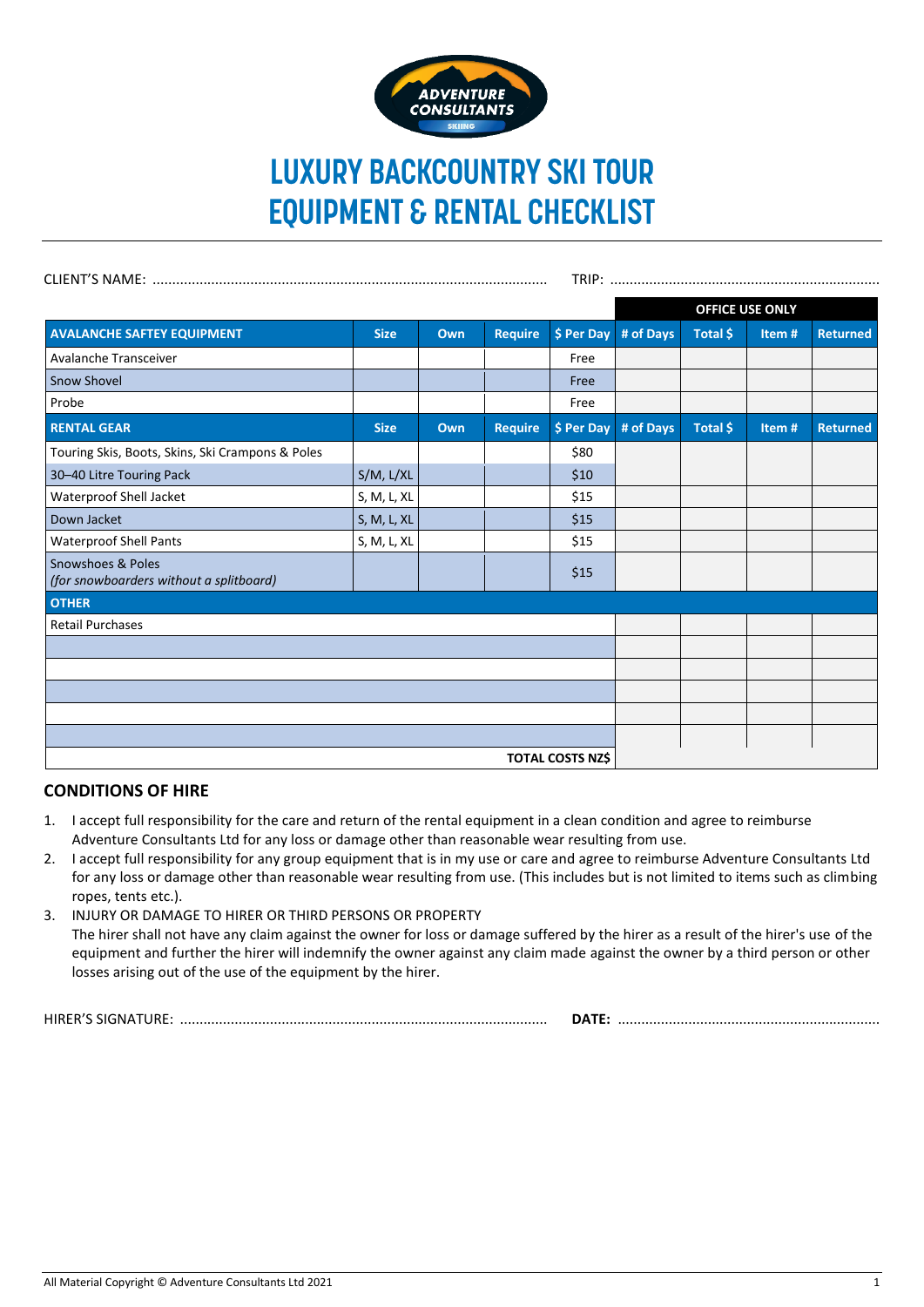# LUXURY BACKCOUNTRY SKI TOUR EQUIPMENT & RENTAL CHECKLIST

CLIENT'S NAME: .................................................................................................... TRIP: ....................................................................

| | | | | | OFFICE USE ONLY | | | |
|---|---|---|---|---|---|---|---|---|
| **AVALANCHE SAFTEY EQUIPMENT** | **Size** | **Own** | **Require** | **$ Per Day** | **# of Days** | **Total $** | **Item #** | **Returned** |
| Avalanche Transceiver | | | | Free | | | | |
| Snow Shovel | | | | Free | | | | |
| Probe | | | | Free | | | | |
| **RENTAL GEAR** | **Size** | **Own** | **Require** | **$ Per Day** | **# of Days** | **Total $** | **Item #** | **Returned** |
| Touring Skis, Boots, Skins, Ski Crampons & Poles | | | | $80 | | | | |
| 30–40 Litre Touring Pack | S/M, L/XL | | | $10 | | | | |
| Waterproof Shell Jacket | S, M, L, XL | | | $15 | | | | |
| Down Jacket | S, M, L, XL | | | $15 | | | | |
| Waterproof Shell Pants | S, M, L, XL | | | $15 | | | | |
| Snowshoes & Poles *(for snowboarders without a splitboard)* | | | | $15 | | | | |
| **OTHER** | | | | | | | | |
| Retail Purchases | | | | | | | | |
| | | | | | | | | |
| | | | | | | | | |
| | | | | | | | | |
| | | | | | | | | |
| | | | | | | | | |
| | | | | **TOTAL COSTS NZ$** | | | | |

## CONDITIONS OF HIRE

1. I accept full responsibility for the care and return of the rental equipment in a clean condition and agree to reimburse Adventure Consultants Ltd for any loss or damage other than reasonable wear resulting from use.
2. I accept full responsibility for any group equipment that is in my use or care and agree to reimburse Adventure Consultants Ltd for any loss or damage other than reasonable wear resulting from use. (This includes but is not limited to items such as climbing ropes, tents etc.).
3. INJURY OR DAMAGE TO HIRER OR THIRD PERSONS OR PROPERTY
   The hirer shall not have any claim against the owner for loss or damage suffered by the hirer as a result of the hirer's use of the equipment and further the hirer will indemnify the owner against any claim made against the owner by a third person or other losses arising out of the use of the equipment by the hirer.

HIRER'S SIGNATURE: ............................................................................................ **DATE:** ..................................................................

All Material Copyright © Adventure Consultants Ltd 2021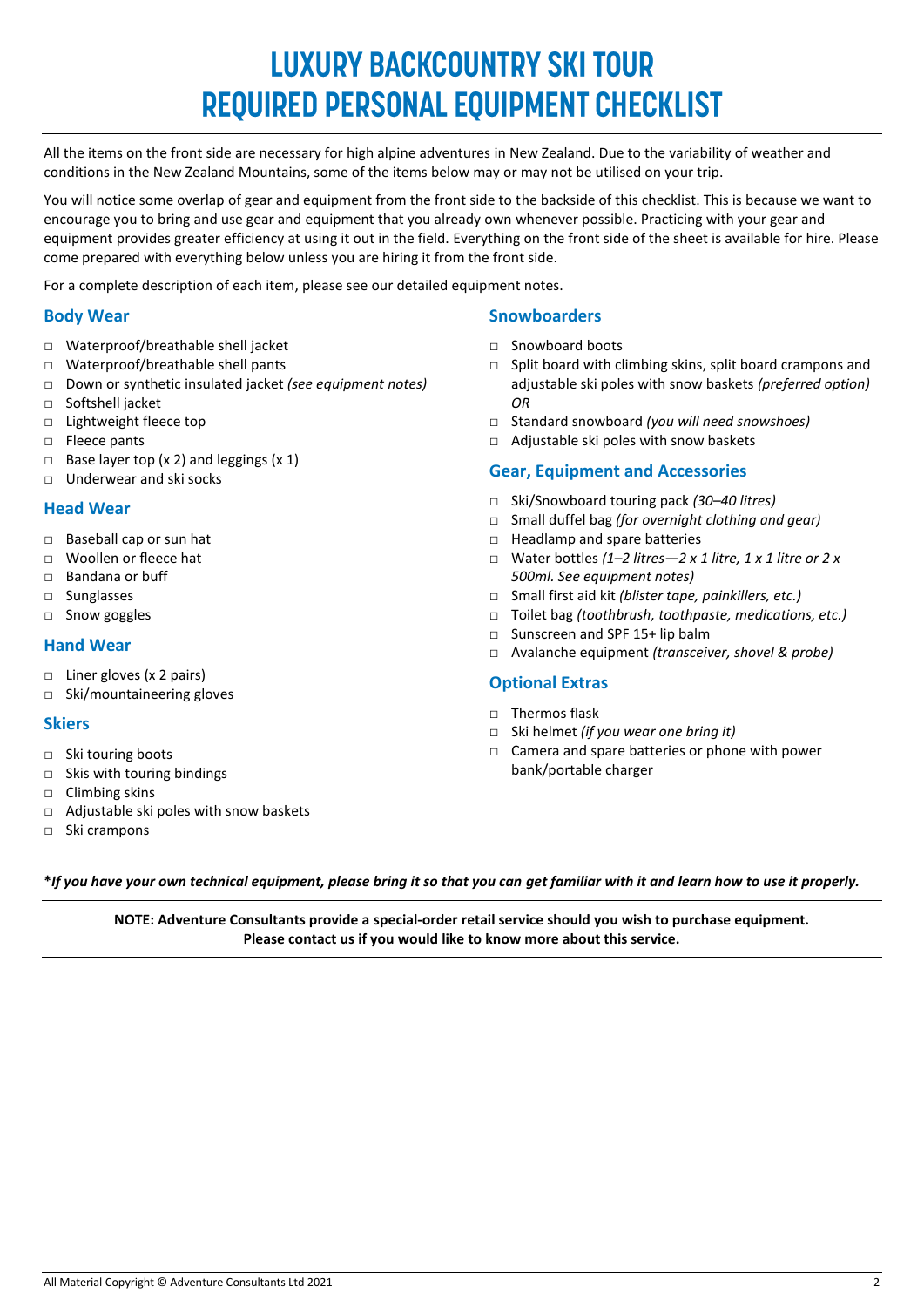# LUXURY BACKCOUNTRY SKI TOUR
# REQUIRED PERSONAL EQUIPMENT CHECKLIST

All the items on the front side are necessary for high alpine adventures in New Zealand. Due to the variability of weather and conditions in the New Zealand Mountains, some of the items below may or may not be utilised on your trip.

You will notice some overlap of gear and equipment from the front side to the backside of this checklist. This is because we want to encourage you to bring and use gear and equipment that you already own whenever possible. Practicing with your gear and equipment provides greater efficiency at using it out in the field. Everything on the front side of the sheet is available for hire. Please come prepared with everything below unless you are hiring it from the front side.

For a complete description of each item, please see our detailed equipment notes.

## Body Wear

- □ Waterproof/breathable shell jacket
- □ Waterproof/breathable shell pants
- □ Down or synthetic insulated jacket *(see equipment notes)*
- □ Softshell jacket
- □ Lightweight fleece top
- □ Fleece pants
- □ Base layer top (x 2) and leggings (x 1)
- □ Underwear and ski socks

## Head Wear

- □ Baseball cap or sun hat
- □ Woollen or fleece hat
- □ Bandana or buff
- □ Sunglasses
- □ Snow goggles

## Hand Wear

- □ Liner gloves (x 2 pairs)
- □ Ski/mountaineering gloves

## Skiers

- □ Ski touring boots
- □ Skis with touring bindings
- □ Climbing skins
- □ Adjustable ski poles with snow baskets
- □ Ski crampons

## Snowboarders

- □ Snowboard boots
- □ Split board with climbing skins, split board crampons and adjustable ski poles with snow baskets *(preferred option) OR*
- □ Standard snowboard *(you will need snowshoes)*
- □ Adjustable ski poles with snow baskets

## Gear, Equipment and Accessories

- □ Ski/Snowboard touring pack *(30–40 litres)*
- □ Small duffel bag *(for overnight clothing and gear)*
- □ Headlamp and spare batteries
- □ Water bottles *(1–2 litres—2 x 1 litre, 1 x 1 litre or 2 x 500ml. See equipment notes)*
- □ Small first aid kit *(blister tape, painkillers, etc.)*
- □ Toilet bag *(toothbrush, toothpaste, medications, etc.)*
- □ Sunscreen and SPF 15+ lip balm
- □ Avalanche equipment *(transceiver, shovel & probe)*

## Optional Extras

- □ Thermos flask
- □ Ski helmet *(if you wear one bring it)*
- □ Camera and spare batteries or phone with power bank/portable charger

***If you have your own technical equipment, please bring it so that you can get familiar with it and learn how to use it properly.***

**NOTE: Adventure Consultants provide a special-order retail service should you wish to purchase equipment. Please contact us if you would like to know more about this service.**

All Material Copyright © Adventure Consultants Ltd 2021